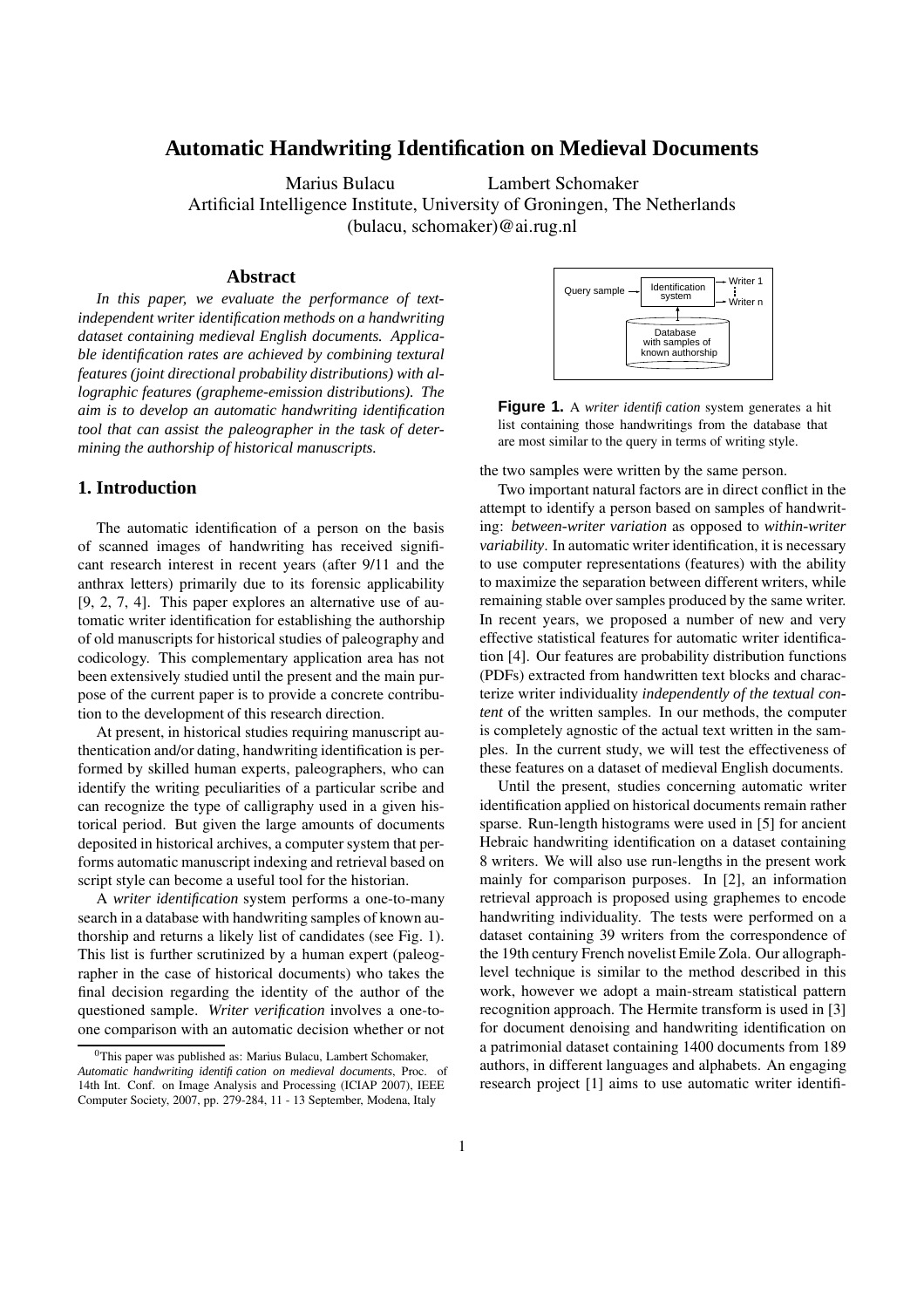# Automatic Handwriting Identification on Medieval Documents

Marius Bulacu Lambert Schomaker

Artificial Intelligence Institute, University of Groningen, The Netherlands

(bulacu, schomaker)@ai.rug.nl

## Abstract

*In this paper, we evaluate the performance of text-independent writer identification methods on a handwriting dataset containing medieval English documents. Applicable identification rates are achieved by combining textural features (joint directional probability distributions) with allographic features (grapheme-emission distributions). The aim is to develop an automatic handwriting identification tool that can assist the paleographer in the task of determining the authorship of historical manuscripts.*

## 1. Introduction

The automatic identification of a person on the basis of scanned images of handwriting has received significant research interest in recent years (after 9/11 and the anthrax letters) primarily due to its forensic applicability [9, 2, 7, 4]. This paper explores an alternative use of automatic writer identification for establishing the authorship of old manuscripts for historical studies of paleography and codicology. This complementary application area has not been extensively studied until the present and the main purpose of the current paper is to provide a concrete contribution to the development of this research direction.

At present, in historical studies requiring manuscript authentication and/or dating, handwriting identification is performed by skilled human experts, paleographers, who can identify the writing peculiarities of a particular scribe and can recognize the type of calligraphy used in a given historical period. But given the large amounts of documents deposited in historical archives, a computer system that performs automatic manuscript indexing and retrieval based on script style can become a useful tool for the historian.

A *writer identification* system performs a one-to-many search in a database with handwriting samples of known authorship and returns a likely list of candidates (see Fig. 1). This list is further scrutinized by a human expert (paleographer in the case of historical documents) who takes the final decision regarding the identity of the author of the questioned sample. *Writer verification* involves a one-to-one comparison with an automatic decision whether or not the two samples were written by the same person.

Query sample → Identification system → Writer 1 … Writer n; Database with samples of known authorship

**Figure 1.** A *writer identification* system generates a hit list containing those handwritings from the database that are most similar to the query in terms of writing style.

Two important natural factors are in direct conflict in the attempt to identify a person based on samples of handwriting: *between-writer variation* as opposed to *within-writer variability*. In automatic writer identification, it is necessary to use computer representations (features) with the ability to maximize the separation between different writers, while remaining stable over samples produced by the same writer. In recent years, we proposed a number of new and very effective statistical features for automatic writer identification [4]. Our features are probability distribution functions (PDFs) extracted from handwritten text blocks and characterize writer individuality *independently of the textual content* of the written samples. In our methods, the computer is completely agnostic of the actual text written in the samples. In the current study, we will test the effectiveness of these features on a dataset of medieval English documents.

Until the present, studies concerning automatic writer identification applied on historical documents remain rather sparse. Run-length histograms were used in [5] for ancient Hebraic handwriting identification on a dataset containing 8 writers. We will also use run-lengths in the present work mainly for comparison purposes. In [2], an information retrieval approach is proposed using graphemes to encode handwriting individuality. The tests were performed on a dataset containing 39 writers from the correspondence of the 19th century French novelist Emile Zola. Our allograph-level technique is similar to the method described in this work, however we adopt a main-stream statistical pattern recognition approach. The Hermite transform is used in [3] for document denoising and handwriting identification on a patrimonial dataset containing 1400 documents from 189 authors, in different languages and alphabets. An engaging research project [1] aims to use automatic writer identifi-

[0] This paper was published as: Marius Bulacu, Lambert Schomaker, *Automatic handwriting identification on medieval documents*, Proc. of 14th Int. Conf. on Image Analysis and Processing (ICIAP 2007), IEEE Computer Society, 2007, pp. 279-284, 11 - 13 September, Modena, Italy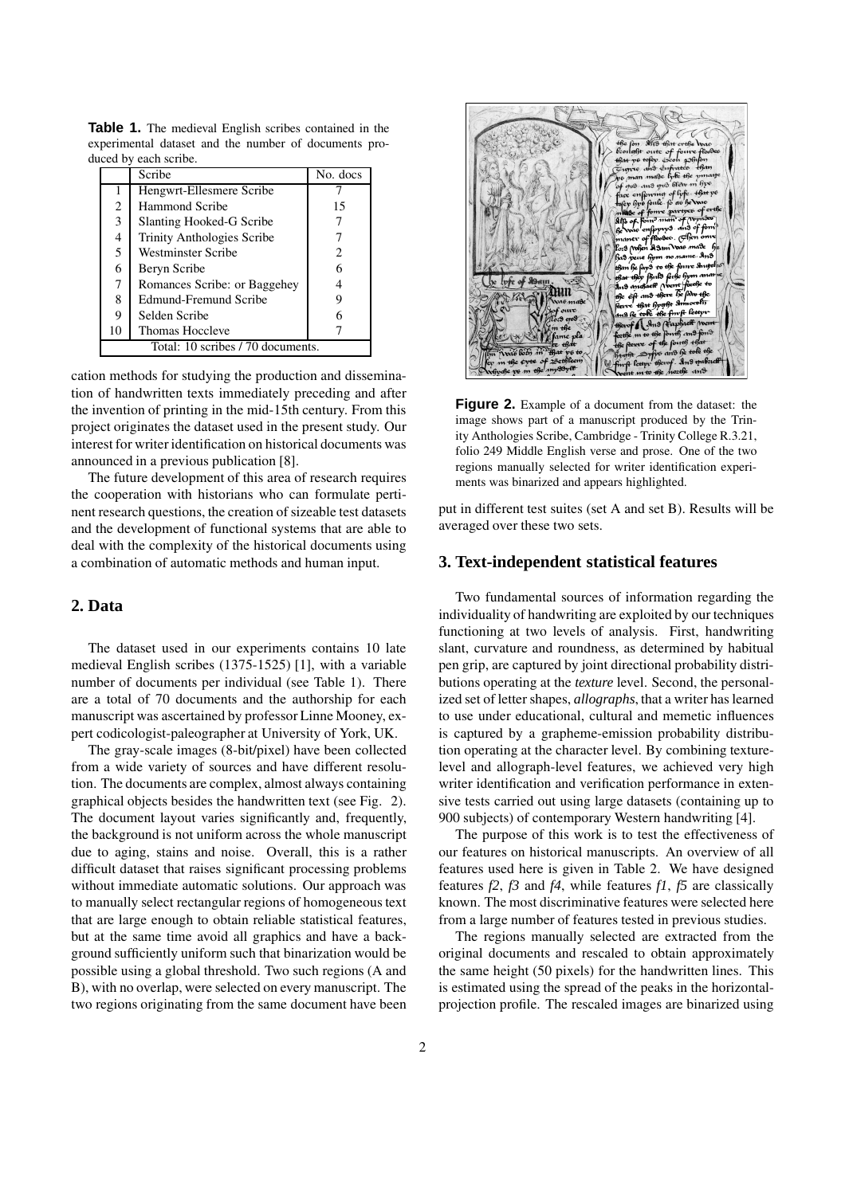**Table 1.** The medieval English scribes contained in the experimental dataset and the number of documents produced by each scribe.

| | Scribe | No. docs |
|---|---|---|
| 1 | Hengwrt-Ellesmere Scribe | 7 |
| 2 | Hammond Scribe | 15 |
| 3 | Slanting Hooked-G Scribe | 7 |
| 4 | Trinity Anthologies Scribe | 7 |
| 5 | Westminster Scribe | 2 |
| 6 | Beryn Scribe | 6 |
| 7 | Romances Scribe: or Baggehey | 4 |
| 8 | Edmund-Fremund Scribe | 9 |
| 9 | Selden Scribe | 6 |
| 10 | Thomas Hoccleve | 7 |
| Total: 10 scribes / 70 documents. | | |

cation methods for studying the production and dissemination of handwritten texts immediately preceding and after the invention of printing in the mid-15th century. From this project originates the dataset used in the present study. Our interest for writer identification on historical documents was announced in a previous publication [8].

The future development of this area of research requires the cooperation with historians who can formulate pertinent research questions, the creation of sizeable test datasets and the development of functional systems that are able to deal with the complexity of the historical documents using a combination of automatic methods and human input.

## 2. Data

The dataset used in our experiments contains 10 late medieval English scribes (1375-1525) [1], with a variable number of documents per individual (see Table 1). There are a total of 70 documents and the authorship for each manuscript was ascertained by professor Linne Mooney, expert codicologist-paleographer at University of York, UK.

The gray-scale images (8-bit/pixel) have been collected from a wide variety of sources and have different resolution. The documents are complex, almost always containing graphical objects besides the handwritten text (see Fig. 2). The document layout varies significantly and, frequently, the background is not uniform across the whole manuscript due to aging, stains and noise. Overall, this is a rather difficult dataset that raises significant processing problems without immediate automatic solutions. Our approach was to manually select rectangular regions of homogeneous text that are large enough to obtain reliable statistical features, but at the same time avoid all graphics and have a background sufficiently uniform such that binarization would be possible using a global threshold. Two such regions (A and B), with no overlap, were selected on every manuscript. The two regions originating from the same document have been put in different test suites (set A and set B). Results will be averaged over these two sets.

**Figure 2.** Example of a document from the dataset: the image shows part of a manuscript produced by the Trinity Anthologies Scribe, Cambridge - Trinity College R.3.21, folio 249 Middle English verse and prose. One of the two regions manually selected for writer identification experiments was binarized and appears highlighted.

## 3. Text-independent statistical features

Two fundamental sources of information regarding the individuality of handwriting are exploited by our techniques functioning at two levels of analysis. First, handwriting slant, curvature and roundness, as determined by habitual pen grip, are captured by joint directional probability distributions operating at the *texture* level. Second, the personalized set of letter shapes, *allographs*, that a writer has learned to use under educational, cultural and memetic influences is captured by a grapheme-emission probability distribution operating at the character level. By combining texture-level and allograph-level features, we achieved very high writer identification and verification performance in extensive tests carried out using large datasets (containing up to 900 subjects) of contemporary Western handwriting [4].

The purpose of this work is to test the effectiveness of our features on historical manuscripts. An overview of all features used here is given in Table 2. We have designed features *f2*, *f3* and *f4*, while features *f1*, *f5* are classically known. The most discriminative features were selected here from a large number of features tested in previous studies.

The regions manually selected are extracted from the original documents and rescaled to obtain approximately the same height (50 pixels) for the handwritten lines. This is estimated using the spread of the peaks in the horizontal-projection profile. The rescaled images are binarized using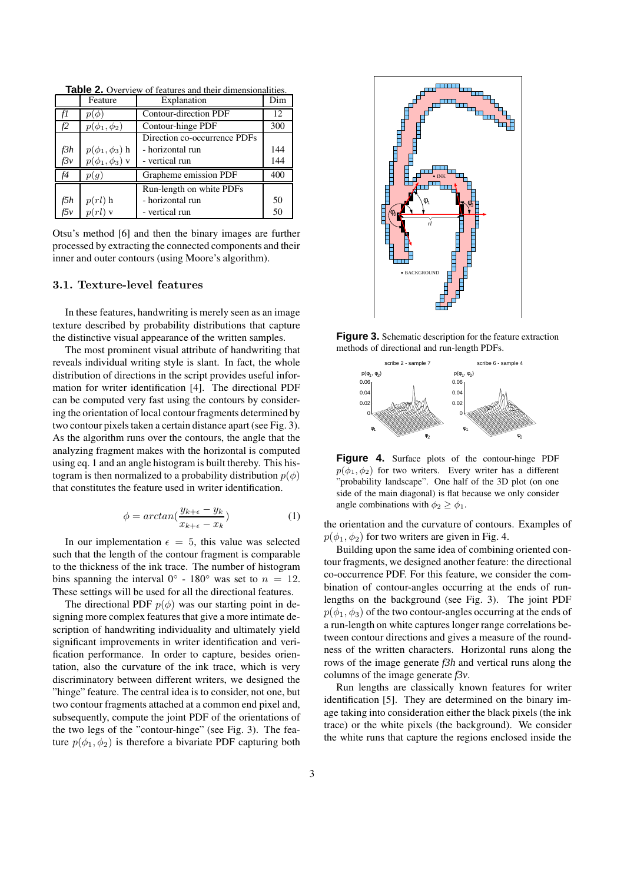**Table 2.** Overview of features and their dimensionalities.

| | Feature | Explanation | Dim |
|---|---|---|---|
| *f1* | $p(\phi)$ | Contour-direction PDF | 12 |
| *f2* | $p(\phi_1, \phi_2)$ | Contour-hinge PDF | 300 |
| | | Direction co-occurrence PDFs | |
| *f3h* | $p(\phi_1, \phi_3)$ h | - horizontal run | 144 |
| *f3v* | $p(\phi_1, \phi_3)$ v | - vertical run | 144 |
| *f4* | $p(g)$ | Grapheme emission PDF | 400 |
| | | Run-length on white PDFs | |
| *f5h* | $p(rl)$ h | - horizontal run | 50 |
| *f5v* | $p(rl)$ v | - vertical run | 50 |

Otsu's method [6] and then the binary images are further processed by extracting the connected components and their inner and outer contours (using Moore's algorithm).

### 3.1. Texture-level features

In these features, handwriting is merely seen as an image texture described by probability distributions that capture the distinctive visual appearance of the written samples.

The most prominent visual attribute of handwriting that reveals individual writing style is slant. In fact, the whole distribution of directions in the script provides useful information for writer identification [4]. The directional PDF can be computed very fast using the contours by considering the orientation of local contour fragments determined by two contour pixels taken a certain distance apart (see Fig. 3). As the algorithm runs over the contours, the angle that the analyzing fragment makes with the horizontal is computed using eq. 1 and an angle histogram is built thereby. This histogram is then normalized to a probability distribution $p(\phi)$ that constitutes the feature used in writer identification.

$$\phi = arctan(\frac{y_{k+\epsilon} - y_k}{x_{k+\epsilon} - x_k}) \qquad (1)$$

In our implementation $\epsilon = 5$, this value was selected such that the length of the contour fragment is comparable to the thickness of the ink trace. The number of histogram bins spanning the interval $0°$ - $180°$ was set to $n = 12$. These settings will be used for all the directional features.

The directional PDF $p(\phi)$ was our starting point in designing more complex features that give a more intimate description of handwriting individuality and ultimately yield significant improvements in writer identification and verification performance. In order to capture, besides orientation, also the curvature of the ink trace, which is very discriminatory between different writers, we designed the "hinge" feature. The central idea is to consider, not one, but two contour fragments attached at a common end pixel and, subsequently, compute the joint PDF of the orientations of the two legs of the "contour-hinge" (see Fig. 3). The feature $p(\phi_1, \phi_2)$ is therefore a bivariate PDF capturing both the orientation and the curvature of contours. Examples of $p(\phi_1, \phi_2)$ for two writers are given in Fig. 4.

**Figure 3.** Schematic description for the feature extraction methods of directional and run-length PDFs.

**Figure 4.** Surface plots of the contour-hinge PDF $p(\phi_1, \phi_2)$ for two writers. Every writer has a different "probability landscape". One half of the 3D plot (on one side of the main diagonal) is flat because we only consider angle combinations with $\phi_2 \geq \phi_1$.

Building upon the same idea of combining oriented contour fragments, we designed another feature: the directional co-occurrence PDF. For this feature, we consider the combination of contour-angles occurring at the ends of run-lengths on the background (see Fig. 3). The joint PDF $p(\phi_1, \phi_3)$ of the two contour-angles occurring at the ends of a run-length on white captures longer range correlations between contour directions and gives a measure of the roundness of the written characters. Horizontal runs along the rows of the image generate *f3h* and vertical runs along the columns of the image generate *f3v*.

Run lengths are classically known features for writer identification [5]. They are determined on the binary image taking into consideration either the black pixels (the ink trace) or the white pixels (the background). We consider the white runs that capture the regions enclosed inside the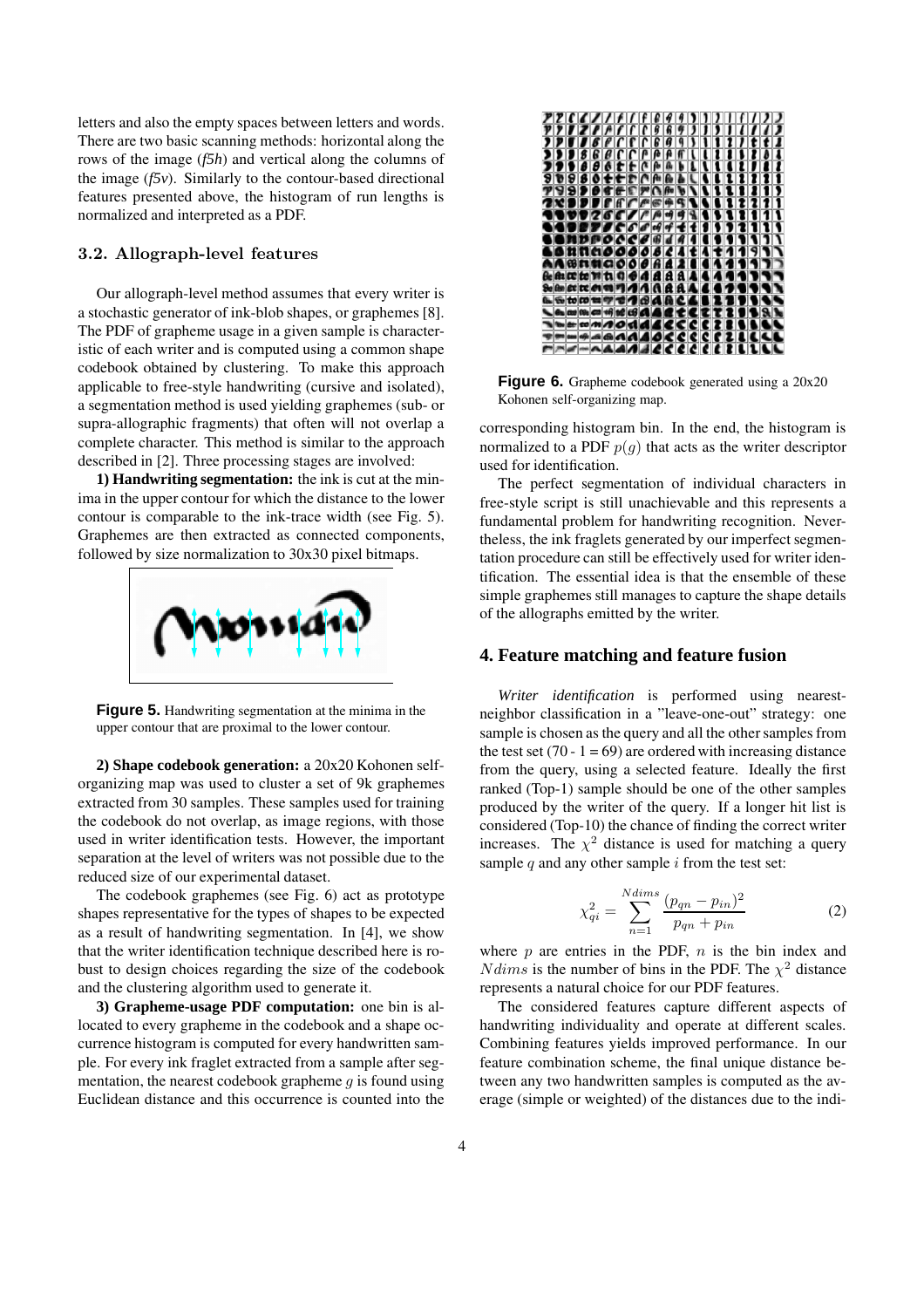letters and also the empty spaces between letters and words. There are two basic scanning methods: horizontal along the rows of the image (*f5h*) and vertical along the columns of the image (*f5v*). Similarly to the contour-based directional features presented above, the histogram of run lengths is normalized and interpreted as a PDF.

### 3.2. Allograph-level features

Our allograph-level method assumes that every writer is a stochastic generator of ink-blob shapes, or graphemes [8]. The PDF of grapheme usage in a given sample is characteristic of each writer and is computed using a common shape codebook obtained by clustering. To make this approach applicable to free-style handwriting (cursive and isolated), a segmentation method is used yielding graphemes (sub- or supra-allographic fragments) that often will not overlap a complete character. This method is similar to the approach described in [2]. Three processing stages are involved:

**1) Handwriting segmentation:** the ink is cut at the minima in the upper contour for which the distance to the lower contour is comparable to the ink-trace width (see Fig. 5). Graphemes are then extracted as connected components, followed by size normalization to 30x30 pixel bitmaps.

**Figure 5.** Handwriting segmentation at the minima in the upper contour that are proximal to the lower contour.

**2) Shape codebook generation:** a 20x20 Kohonen self-organizing map was used to cluster a set of 9k graphemes extracted from 30 samples. These samples used for training the codebook do not overlap, as image regions, with those used in writer identification tests. However, the important separation at the level of writers was not possible due to the reduced size of our experimental dataset.

The codebook graphemes (see Fig. 6) act as prototype shapes representative for the types of shapes to be expected as a result of handwriting segmentation. In [4], we show that the writer identification technique described here is robust to design choices regarding the size of the codebook and the clustering algorithm used to generate it.

**3) Grapheme-usage PDF computation:** one bin is allocated to every grapheme in the codebook and a shape occurrence histogram is computed for every handwritten sample. For every ink fraglet extracted from a sample after segmentation, the nearest codebook grapheme $g$ is found using Euclidean distance and this occurrence is counted into the corresponding histogram bin. In the end, the histogram is normalized to a PDF $p(g)$ that acts as the writer descriptor used for identification.

**Figure 6.** Grapheme codebook generated using a 20x20 Kohonen self-organizing map.

The perfect segmentation of individual characters in free-style script is still unachievable and this represents a fundamental problem for handwriting recognition. Nevertheless, the ink fraglets generated by our imperfect segmentation procedure can still be effectively used for writer identification. The essential idea is that the ensemble of these simple graphemes still manages to capture the shape details of the allographs emitted by the writer.

## 4. Feature matching and feature fusion

*Writer identification* is performed using nearest-neighbor classification in a "leave-one-out" strategy: one sample is chosen as the query and all the other samples from the test set (70 - 1 = 69) are ordered with increasing distance from the query, using a selected feature. Ideally the first ranked (Top-1) sample should be one of the other samples produced by the writer of the query. If a longer hit list is considered (Top-10) the chance of finding the correct writer increases. The $\chi^2$ distance is used for matching a query sample $q$ and any other sample $i$ from the test set:

$$\chi^2_{qi} = \sum_{n=1}^{Ndims} \frac{(p_{qn} - p_{in})^2}{p_{qn} + p_{in}} \tag{2}$$

where $p$ are entries in the PDF, $n$ is the bin index and $Ndims$ is the number of bins in the PDF. The $\chi^2$ distance represents a natural choice for our PDF features.

The considered features capture different aspects of handwriting individuality and operate at different scales. Combining features yields improved performance. In our feature combination scheme, the final unique distance between any two handwritten samples is computed as the average (simple or weighted) of the distances due to the indi-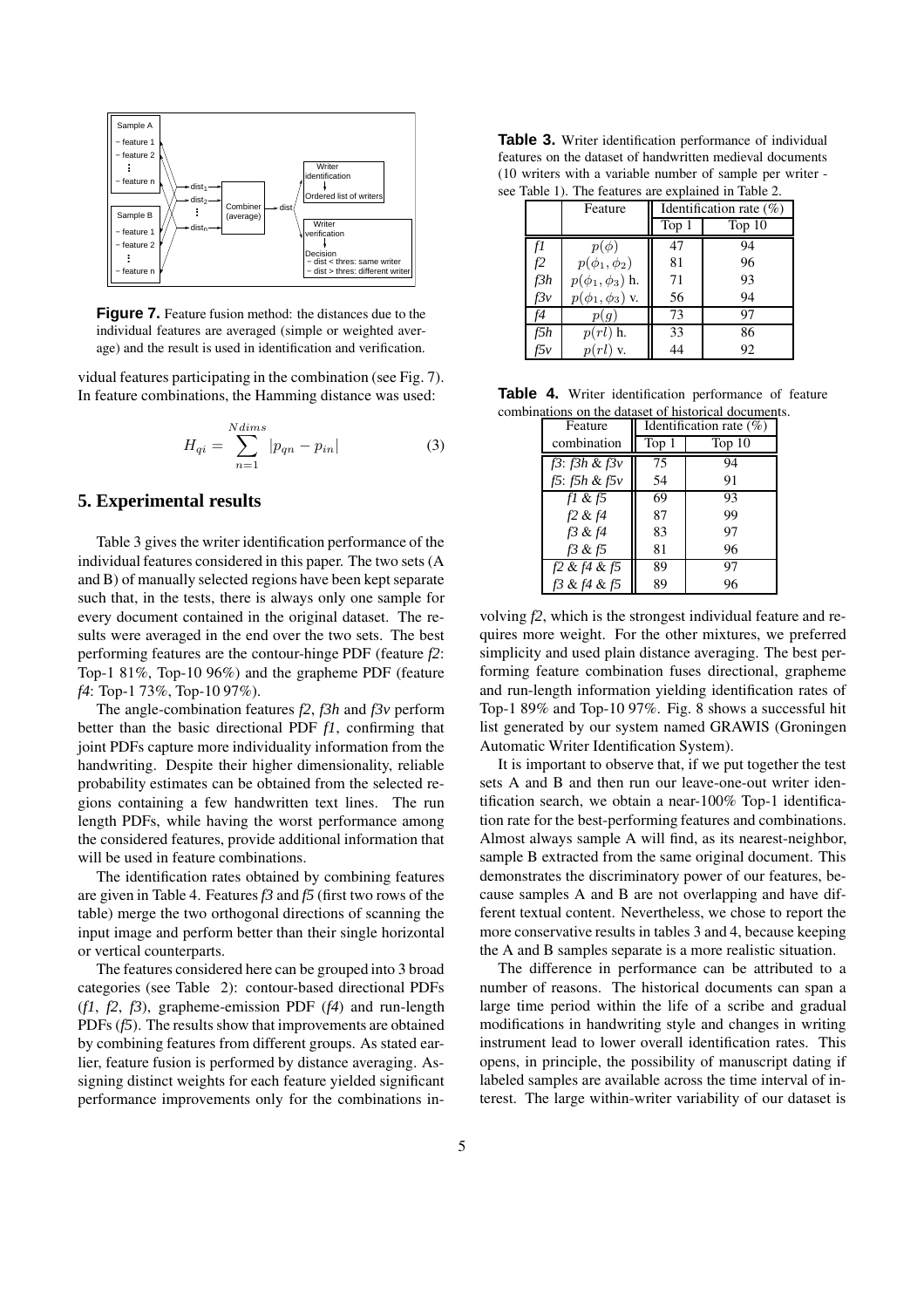**Figure 7.** Feature fusion method: the distances due to the individual features are averaged (simple or weighted average) and the result is used in identification and verification.

vidual features participating in the combination (see Fig. 7). In feature combinations, the Hamming distance was used:

$$H_{qi} = \sum_{n=1}^{Ndims} |p_{qn} - p_{in}| \tag{3}$$

## 5. Experimental results

Table 3 gives the writer identification performance of the individual features considered in this paper. The two sets (A and B) of manually selected regions have been kept separate such that, in the tests, there is always only one sample for every document contained in the original dataset. The results were averaged in the end over the two sets. The best performing features are the contour-hinge PDF (feature *f2*: Top-1 81%, Top-10 96%) and the grapheme PDF (feature *f4*: Top-1 73%, Top-10 97%).

The angle-combination features *f2*, *f3h* and *f3v* perform better than the basic directional PDF *f1*, confirming that joint PDFs capture more individuality information from the handwriting. Despite their higher dimensionality, reliable probability estimates can be obtained from the selected regions containing a few handwritten text lines. The run length PDFs, while having the worst performance among the considered features, provide additional information that will be used in feature combinations.

The identification rates obtained by combining features are given in Table 4. Features *f3* and *f5* (first two rows of the table) merge the two orthogonal directions of scanning the input image and perform better than their single horizontal or vertical counterparts.

The features considered here can be grouped into 3 broad categories (see Table 2): contour-based directional PDFs (*f1*, *f2*, *f3*), grapheme-emission PDF (*f4*) and run-length PDFs (*f5*). The results show that improvements are obtained by combining features from different groups. As stated earlier, feature fusion is performed by distance averaging. Assigning distinct weights for each feature yielded significant performance improvements only for the combinations involving *f2*, which is the strongest individual feature and requires more weight. For the other mixtures, we preferred simplicity and used plain distance averaging. The best performing feature combination fuses directional, grapheme and run-length information yielding identification rates of Top-1 89% and Top-10 97%. Fig. 8 shows a successful hit list generated by our system named GRAWIS (Groningen Automatic Writer Identification System).

It is important to observe that, if we put together the test sets A and B and then run our leave-one-out writer identification search, we obtain a near-100% Top-1 identification rate for the best-performing features and combinations. Almost always sample A will find, as its nearest-neighbor, sample B extracted from the same original document. This demonstrates the discriminatory power of our features, because samples A and B are not overlapping and have different textual content. Nevertheless, we chose to report the more conservative results in tables 3 and 4, because keeping the A and B samples separate is a more realistic situation.

The difference in performance can be attributed to a number of reasons. The historical documents can span a large time period within the life of a scribe and gradual modifications in handwriting style and changes in writing instrument lead to lower overall identification rates. This opens, in principle, the possibility of manuscript dating if labeled samples are available across the time interval of interest. The large within-writer variability of our dataset is

**Table 3.** Writer identification performance of individual features on the dataset of handwritten medieval documents (10 writers with a variable number of sample per writer - see Table 1). The features are explained in Table 2.

| | Feature | Identification rate (%) | |
|---|---|---|---|
| | | Top 1 | Top 10 |
| *f1* | $p(\phi)$ | 47 | 94 |
| *f2* | $p(\phi_1, \phi_2)$ | 81 | 96 |
| *f3h* | $p(\phi_1, \phi_3)$ h. | 71 | 93 |
| *f3v* | $p(\phi_1, \phi_3)$ v. | 56 | 94 |
| *f4* | $p(g)$ | 73 | 97 |
| *f5h* | $p(rl)$ h. | 33 | 86 |
| *f5v* | $p(rl)$ v. | 44 | 92 |

**Table 4.** Writer identification performance of feature combinations on the dataset of historical documents.

| Feature combination | Identification rate (%) | |
|---|---|---|
| | Top 1 | Top 10 |
| *f3*: *f3h* & *f3v* | 75 | 94 |
| *f5*: *f5h* & *f5v* | 54 | 91 |
| *f1* & *f5* | 69 | 93 |
| *f2* & *f4* | 87 | 99 |
| *f3* & *f4* | 83 | 97 |
| *f3* & *f5* | 81 | 96 |
| *f2* & *f4* & *f5* | 89 | 97 |
| *f3* & *f4* & *f5* | 89 | 96 |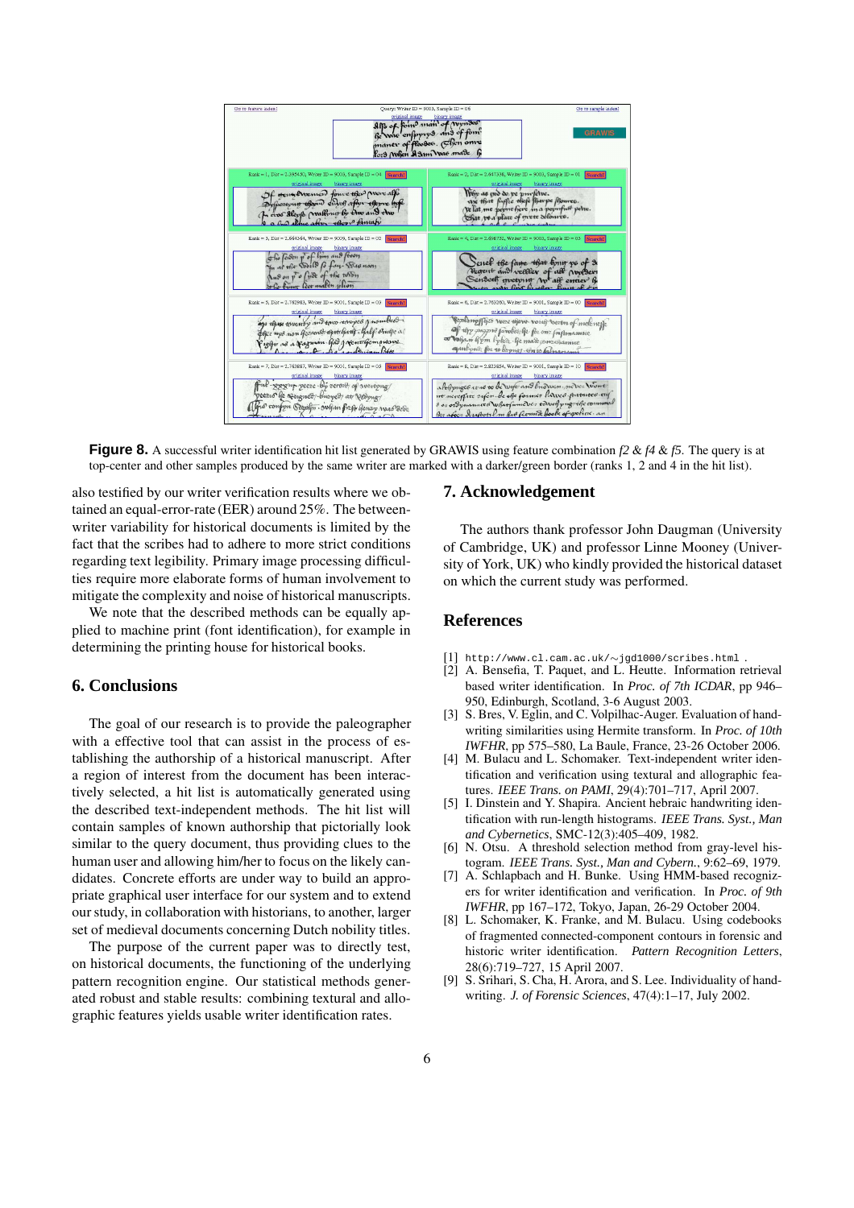**Figure 8.** A successful writer identification hit list generated by GRAWIS using feature combination *f2* & *f4* & *f5*. The query is at top-center and other samples produced by the same writer are marked with a darker/green border (ranks 1, 2 and 4 in the hit list).

also testified by our writer verification results where we obtained an equal-error-rate (EER) around 25%. The between-writer variability for historical documents is limited by the fact that the scribes had to adhere to more strict conditions regarding text legibility. Primary image processing difficulties require more elaborate forms of human involvement to mitigate the complexity and noise of historical manuscripts.

We note that the described methods can be equally applied to machine print (font identification), for example in determining the printing house for historical books.

## 6. Conclusions

The goal of our research is to provide the paleographer with a effective tool that can assist in the process of establishing the authorship of a historical manuscript. After a region of interest from the document has been interactively selected, a hit list is automatically generated using the described text-independent methods. The hit list will contain samples of known authorship that pictorially look similar to the query document, thus providing clues to the human user and allowing him/her to focus on the likely candidates. Concrete efforts are under way to build an appropriate graphical user interface for our system and to extend our study, in collaboration with historians, to another, larger set of medieval documents concerning Dutch nobility titles.

The purpose of the current paper was to directly test, on historical documents, the functioning of the underlying pattern recognition engine. Our statistical methods generated robust and stable results: combining textural and allographic features yields usable writer identification rates.

## 7. Acknowledgement

The authors thank professor John Daugman (University of Cambridge, UK) and professor Linne Mooney (University of York, UK) who kindly provided the historical dataset on which the current study was performed.

## References

[1] http://www.cl.cam.ac.uk/∼jgd1000/scribes.html .

[2] A. Bensefia, T. Paquet, and L. Heutte. Information retrieval based writer identification. In *Proc. of 7th ICDAR*, pp 946–950, Edinburgh, Scotland, 3-6 August 2003.

[3] S. Bres, V. Eglin, and C. Volpilhac-Auger. Evaluation of handwriting similarities using Hermite transform. In *Proc. of 10th IWFHR*, pp 575–580, La Baule, France, 23-26 October 2006.

[4] M. Bulacu and L. Schomaker. Text-independent writer identification and verification using textural and allographic features. *IEEE Trans. on PAMI*, 29(4):701–717, April 2007.

[5] I. Dinstein and Y. Shapira. Ancient hebraic handwriting identification with run-length histograms. *IEEE Trans. Syst., Man and Cybernetics*, SMC-12(3):405–409, 1982.

[6] N. Otsu. A threshold selection method from gray-level histogram. *IEEE Trans. Syst., Man and Cybern.*, 9:62–69, 1979.

[7] A. Schlapbach and H. Bunke. Using HMM-based recognizers for writer identification and verification. In *Proc. of 9th IWFHR*, pp 167–172, Tokyo, Japan, 26-29 October 2004.

[8] L. Schomaker, K. Franke, and M. Bulacu. Using codebooks of fragmented connected-component contours in forensic and historic writer identification. *Pattern Recognition Letters*, 28(6):719–727, 15 April 2007.

[9] S. Srihari, S. Cha, H. Arora, and S. Lee. Individuality of handwriting. *J. of Forensic Sciences*, 47(4):1–17, July 2002.